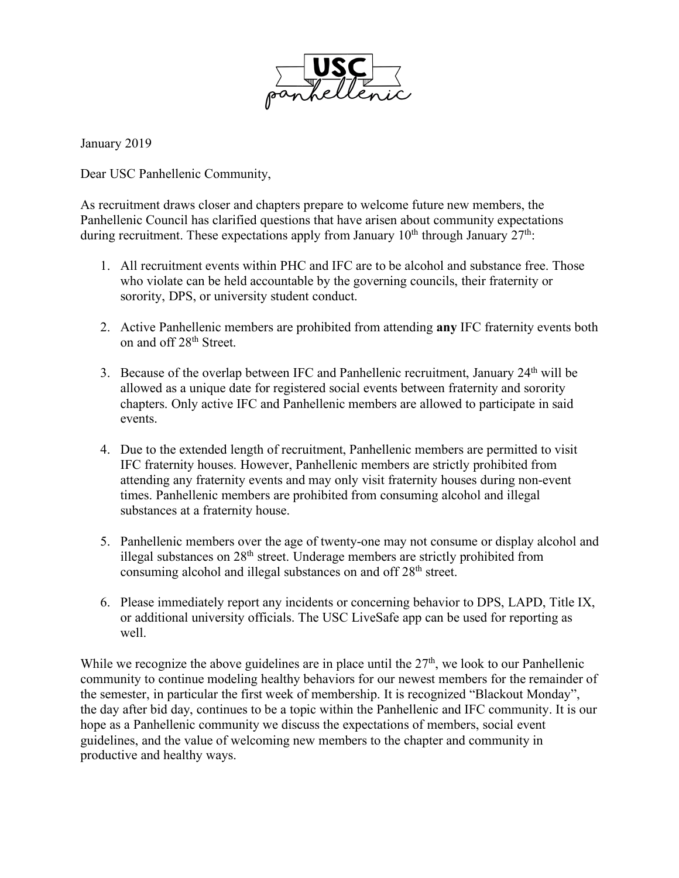January 2019

Dear USC Panhellenic Community,

As recruitment draws closer and chapters prepare to welcome future new members, the Panhellenic Council has clarified questions that have arisen about community expectations during recruitment. These expectations apply from January 10th through January 27th:

1. All recruitment events within PHC and IFC are to be alcohol and substance free. Those who violate can be held accountable by the governing councils, their fraternity or sorority, DPS, or university student conduct.

2. Active Panhellenic members are prohibited from attending **any** IFC fraternity events both on and off 28th Street.

3. Because of the overlap between IFC and Panhellenic recruitment, January 24th will be allowed as a unique date for registered social events between fraternity and sorority chapters. Only active IFC and Panhellenic members are allowed to participate in said events.

4. Due to the extended length of recruitment, Panhellenic members are permitted to visit IFC fraternity houses. However, Panhellenic members are strictly prohibited from attending any fraternity events and may only visit fraternity houses during non-event times. Panhellenic members are prohibited from consuming alcohol and illegal substances at a fraternity house.

5. Panhellenic members over the age of twenty-one may not consume or display alcohol and illegal substances on 28th street. Underage members are strictly prohibited from consuming alcohol and illegal substances on and off 28th street.

6. Please immediately report any incidents or concerning behavior to DPS, LAPD, Title IX, or additional university officials. The USC LiveSafe app can be used for reporting as well.

While we recognize the above guidelines are in place until the 27th, we look to our Panhellenic community to continue modeling healthy behaviors for our newest members for the remainder of the semester, in particular the first week of membership. It is recognized "Blackout Monday", the day after bid day, continues to be a topic within the Panhellenic and IFC community. It is our hope as a Panhellenic community we discuss the expectations of members, social event guidelines, and the value of welcoming new members to the chapter and community in productive and healthy ways.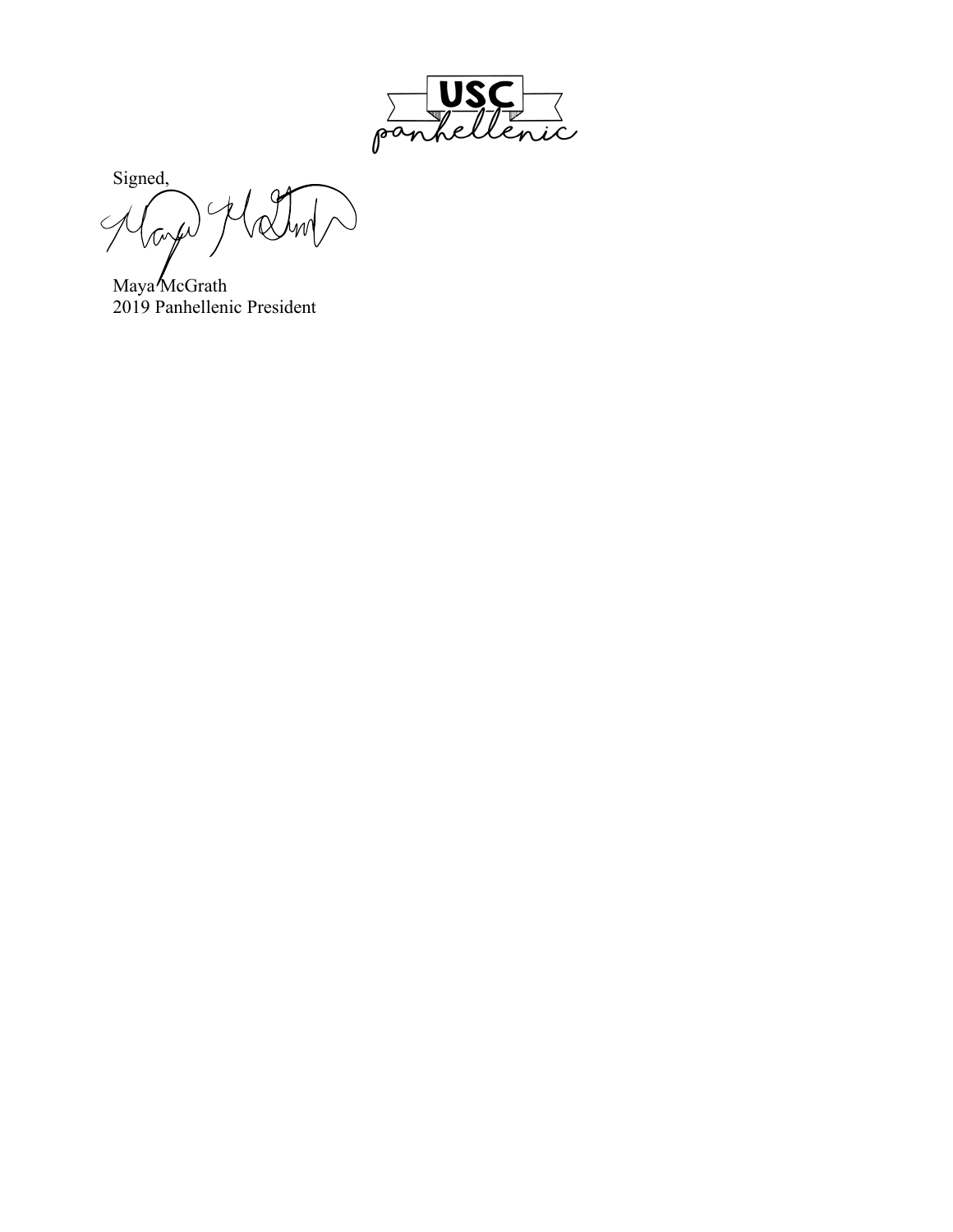Signed,

Maya McGrath
2019 Panhellenic President